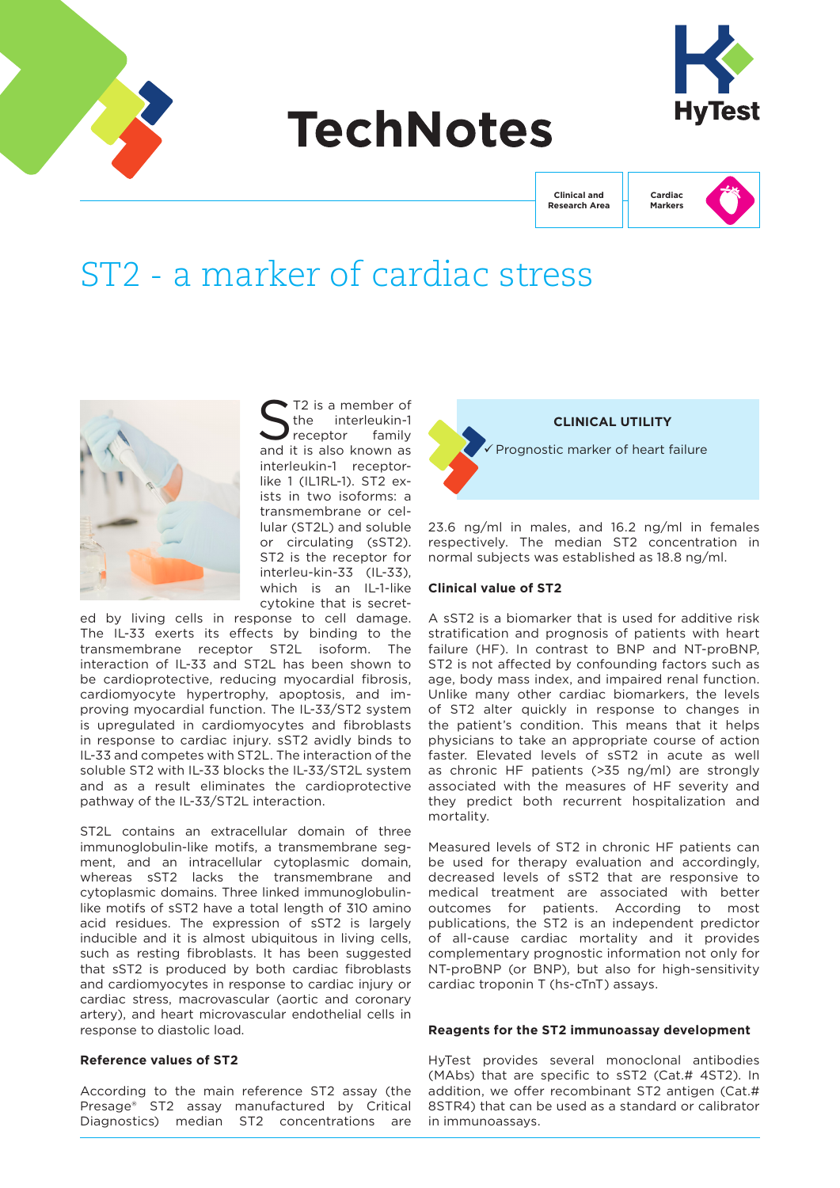# TechNotes

Clinical and Research Area | Cardiac Markers

# ST2 - a marker of cardiac stress

ST2 is a member of the interleukin-1 receptor family and it is also known as interleukin-1 receptor-like 1 (IL1RL-1). ST2 exists in two isoforms: a transmembrane or cellular (ST2L) and soluble or circulating (sST2). ST2 is the receptor for interleu-kin-33 (IL-33), which is an IL-1-like cytokine that is secreted by living cells in response to cell damage. The IL-33 exerts its effects by binding to the transmembrane receptor ST2L isoform. The interaction of IL-33 and ST2L has been shown to be cardioprotective, reducing myocardial fibrosis, cardiomyocyte hypertrophy, apoptosis, and improving myocardial function. The IL-33/ST2 system is upregulated in cardiomyocytes and fibroblasts in response to cardiac injury. sST2 avidly binds to IL-33 and competes with ST2L. The interaction of the soluble ST2 with IL-33 blocks the IL-33/ST2L system and as a result eliminates the cardioprotective pathway of the IL-33/ST2L interaction.

ST2L contains an extracellular domain of three immunoglobulin-like motifs, a transmembrane segment, and an intracellular cytoplasmic domain, whereas sST2 lacks the transmembrane and cytoplasmic domains. Three linked immunoglobulin-like motifs of sST2 have a total length of 310 amino acid residues. The expression of sST2 is largely inducible and it is almost ubiquitous in living cells, such as resting fibroblasts. It has been suggested that sST2 is produced by both cardiac fibroblasts and cardiomyocytes in response to cardiac injury or cardiac stress, macrovascular (aortic and coronary artery), and heart microvascular endothelial cells in response to diastolic load.

### Reference values of ST2

According to the main reference ST2 assay (the Presage® ST2 assay manufactured by Critical Diagnostics) median ST2 concentrations are 23.6 ng/ml in males, and 16.2 ng/ml in females respectively. The median ST2 concentration in normal subjects was established as 18.8 ng/ml.

**CLINICAL UTILITY**

✓ Prognostic marker of heart failure

### Clinical value of ST2

A sST2 is a biomarker that is used for additive risk stratification and prognosis of patients with heart failure (HF). In contrast to BNP and NT-proBNP, ST2 is not affected by confounding factors such as age, body mass index, and impaired renal function. Unlike many other cardiac biomarkers, the levels of ST2 alter quickly in response to changes in the patient's condition. This means that it helps physicians to take an appropriate course of action faster. Elevated levels of sST2 in acute as well as chronic HF patients (>35 ng/ml) are strongly associated with the measures of HF severity and they predict both recurrent hospitalization and mortality.

Measured levels of ST2 in chronic HF patients can be used for therapy evaluation and accordingly, decreased levels of sST2 that are responsive to medical treatment are associated with better outcomes for patients. According to most publications, the ST2 is an independent predictor of all-cause cardiac mortality and it provides complementary prognostic information not only for NT-proBNP (or BNP), but also for high-sensitivity cardiac troponin T (hs-cTnT) assays.

### Reagents for the ST2 immunoassay development

HyTest provides several monoclonal antibodies (MAbs) that are specific to sST2 (Cat.# 4ST2). In addition, we offer recombinant ST2 antigen (Cat.# 8STR4) that can be used as a standard or calibrator in immunoassays.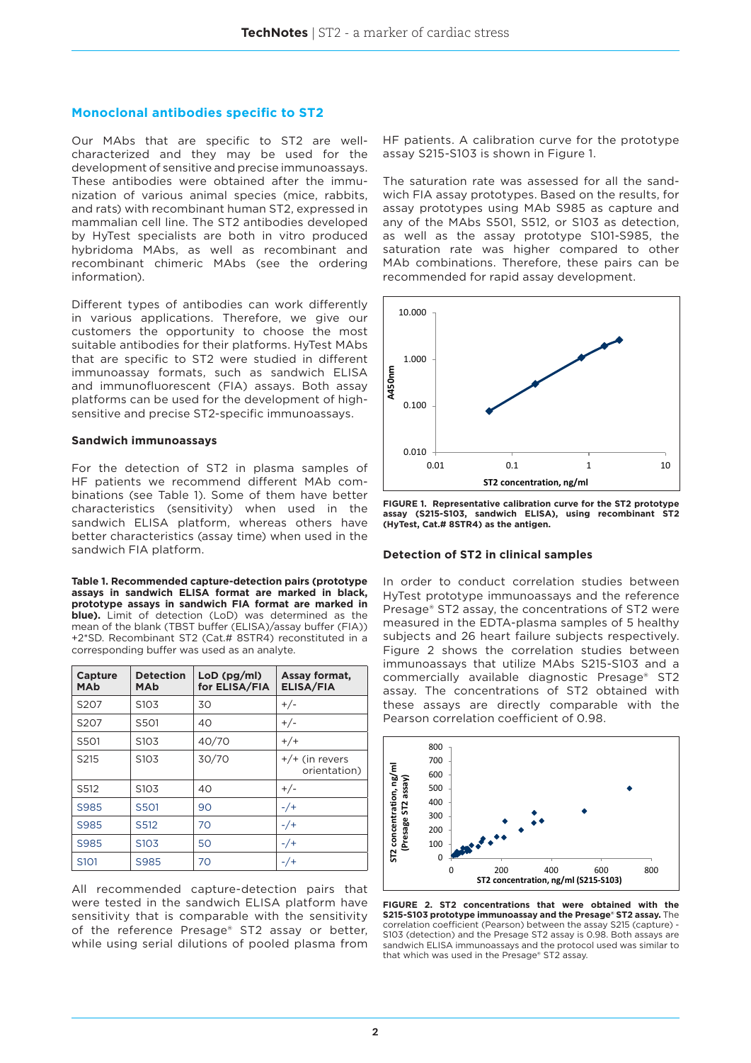## Monoclonal antibodies specific to ST2

Our MAbs that are specific to ST2 are well-characterized and they may be used for the development of sensitive and precise immunoassays. These antibodies were obtained after the immunization of various animal species (mice, rabbits, and rats) with recombinant human ST2, expressed in mammalian cell line. The ST2 antibodies developed by HyTest specialists are both in vitro produced hybridoma MAbs, as well as recombinant and recombinant chimeric MAbs (see the ordering information).

Different types of antibodies can work differently in various applications. Therefore, we give our customers the opportunity to choose the most suitable antibodies for their platforms. HyTest MAbs that are specific to ST2 were studied in different immunoassay formats, such as sandwich ELISA and immunofluorescent (FIA) assays. Both assay platforms can be used for the development of high-sensitive and precise ST2-specific immunoassays.

### Sandwich immunoassays

For the detection of ST2 in plasma samples of HF patients we recommend different MAb combinations (see Table 1). Some of them have better characteristics (sensitivity) when used in the sandwich ELISA platform, whereas others have better characteristics (assay time) when used in the sandwich FIA platform.

**Table 1. Recommended capture-detection pairs (prototype assays in sandwich ELISA format are marked in black, prototype assays in sandwich FIA format are marked in blue).** Limit of detection (LoD) was determined as the mean of the blank (TBST buffer (ELISA)/assay buffer (FIA)) +2*SD. Recombinant ST2 (Cat.# 8STR4) reconstituted in a corresponding buffer was used as an analyte.

| Capture MAb | Detection MAb | LoD (pg/ml) for ELISA/FIA | Assay format, ELISA/FIA |
|---|---|---|---|
| S207 | S103 | 30 | +/- |
| S207 | S501 | 40 | +/- |
| S501 | S103 | 40/70 | +/+ |
| S215 | S103 | 30/70 | +/+ (in revers orientation) |
| S512 | S103 | 40 | +/- |
| S985 | S501 | 90 | -/+ |
| S985 | S512 | 70 | -/+ |
| S985 | S103 | 50 | -/+ |
| S101 | S985 | 70 | -/+ |

All recommended capture-detection pairs that were tested in the sandwich ELISA platform have sensitivity that is comparable with the sensitivity of the reference Presage® ST2 assay or better, while using serial dilutions of pooled plasma from HF patients. A calibration curve for the prototype assay S215-S103 is shown in Figure 1.

The saturation rate was assessed for all the sandwich FIA assay prototypes. Based on the results, for assay prototypes using MAb S985 as capture and any of the MAbs S501, S512, or S103 as detection, as well as the assay prototype S101-S985, the saturation rate was higher compared to other MAb combinations. Therefore, these pairs can be recommended for rapid assay development.

**FIGURE 1. Representative calibration curve for the ST2 prototype assay (S215-S103, sandwich ELISA), using recombinant ST2 (HyTest, Cat.# 8STR4) as the antigen.**

### Detection of ST2 in clinical samples

In order to conduct correlation studies between HyTest prototype immunoassays and the reference Presage® ST2 assay, the concentrations of ST2 were measured in the EDTA-plasma samples of 5 healthy subjects and 26 heart failure subjects respectively. Figure 2 shows the correlation studies between immunoassays that utilize MAbs S215-S103 and a commercially available diagnostic Presage® ST2 assay. The concentrations of ST2 obtained with these assays are directly comparable with the Pearson correlation coefficient of 0.98.

**FIGURE 2. ST2 concentrations that were obtained with the S215-S103 prototype immunoassay and the Presage® ST2 assay.** The correlation coefficient (Pearson) between the assay S215 (capture) - S103 (detection) and the Presage ST2 assay is 0.98. Both assays are sandwich ELISA immunoassays and the protocol used was similar to that which was used in the Presage® ST2 assay.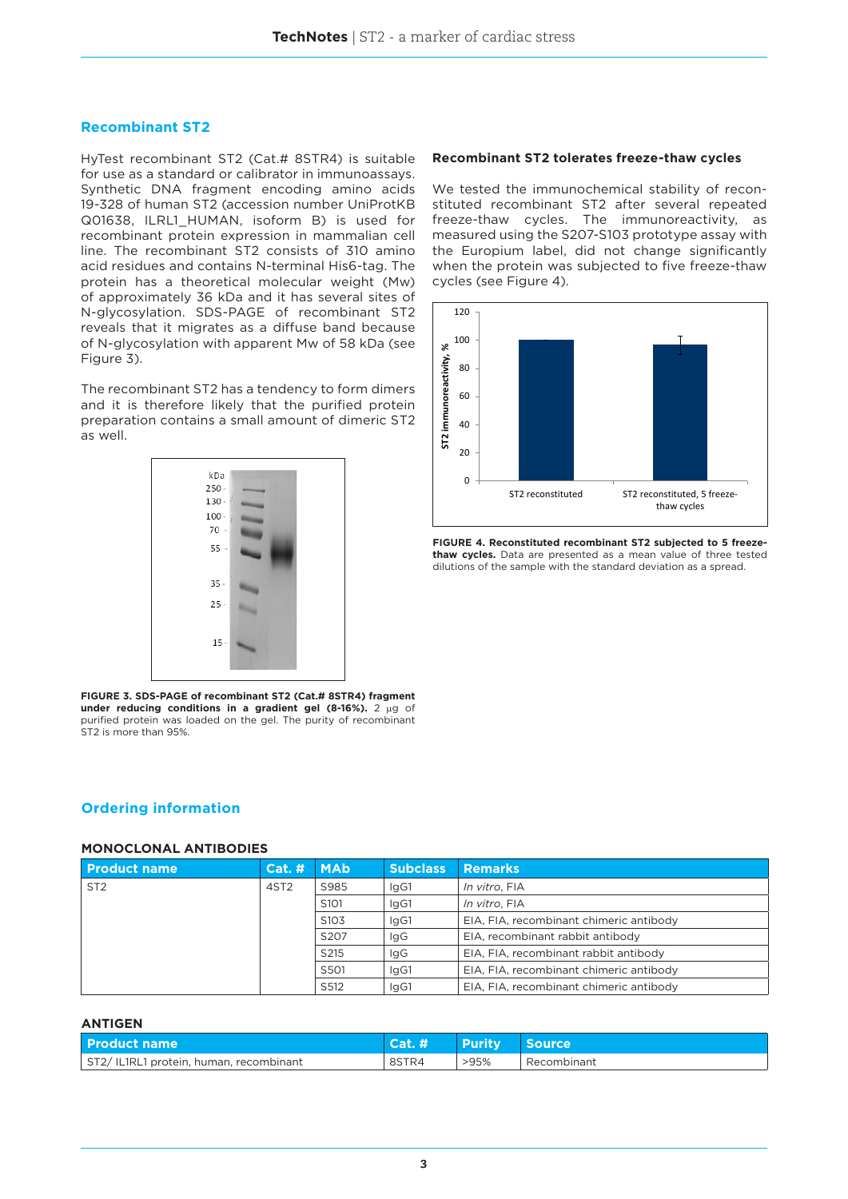## Recombinant ST2

HyTest recombinant ST2 (Cat.# 8STR4) is suitable for use as a standard or calibrator in immunoassays. Synthetic DNA fragment encoding amino acids 19-328 of human ST2 (accession number UniProtKB Q01638, ILRL1_HUMAN, isoform B) is used for recombinant protein expression in mammalian cell line. The recombinant ST2 consists of 310 amino acid residues and contains N-terminal His6-tag. The protein has a theoretical molecular weight (Mw) of approximately 36 kDa and it has several sites of N-glycosylation. SDS-PAGE of recombinant ST2 reveals that it migrates as a diffuse band because of N-glycosylation with apparent Mw of 58 kDa (see Figure 3).

The recombinant ST2 has a tendency to form dimers and it is therefore likely that the purified protein preparation contains a small amount of dimeric ST2 as well.

**FIGURE 3. SDS-PAGE of recombinant ST2 (Cat.# 8STR4) fragment under reducing conditions in a gradient gel (8-16%).** 2 µg of purified protein was loaded on the gel. The purity of recombinant ST2 is more than 95%.

### Recombinant ST2 tolerates freeze-thaw cycles

We tested the immunochemical stability of reconstituted recombinant ST2 after several repeated freeze-thaw cycles. The immunoreactivity, as measured using the S207-S103 prototype assay with the Europium label, did not change significantly when the protein was subjected to five freeze-thaw cycles (see Figure 4).

**FIGURE 4. Reconstituted recombinant ST2 subjected to 5 freeze-thaw cycles.** Data are presented as a mean value of three tested dilutions of the sample with the standard deviation as a spread.

## Ordering information

### MONOCLONAL ANTIBODIES

| Product name | Cat. # | MAb | Subclass | Remarks |
|---|---|---|---|---|
| ST2 | 4ST2 | S985 | IgG1 | *In vitro*, FIA |
| | | S101 | IgG1 | *In vitro*, FIA |
| | | S103 | IgG1 | EIA, FIA, recombinant chimeric antibody |
| | | S207 | IgG | EIA, recombinant rabbit antibody |
| | | S215 | IgG | EIA, FIA, recombinant rabbit antibody |
| | | S501 | IgG1 | EIA, FIA, recombinant chimeric antibody |
| | | S512 | IgG1 | EIA, FIA, recombinant chimeric antibody |

### ANTIGEN

| Product name | Cat. # | Purity | Source |
|---|---|---|---|
| ST2/ IL1RL1 protein, human, recombinant | 8STR4 | >95% | Recombinant |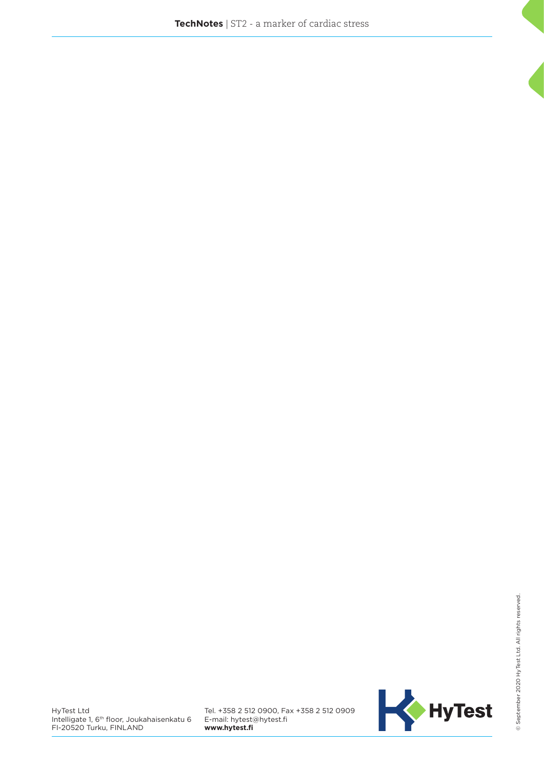HyTest Ltd
Intelligate 1, 6th floor, Joukahaisenkatu 6
FI-20520 Turku, FINLAND

Tel. +358 2 512 0900, Fax +358 2 512 0909
E-mail: hytest@hytest.fi
**www.hytest.fi**

© September 2020 HyTest Ltd. All rights reserved.